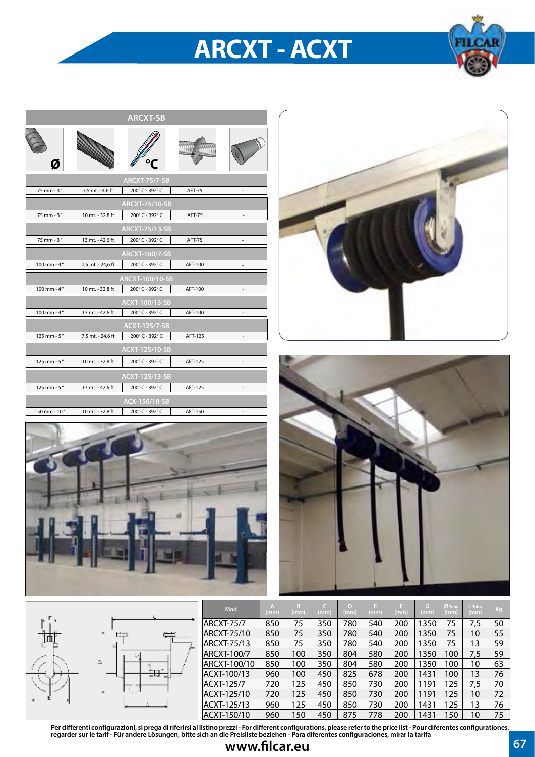# ARCXT - ACXT

## ARCXT-SB

| Ø | | °C | | |
|---|---|---|---|---|
| **ARCXT-75/7-SB** | | | | |
| 75 mm - 3" | 7,5 mt. - 4,6 ft | 200° C - 392° C | AFT-75 | - |
| **ARCXT-75/10-SB** | | | | |
| 75 mm - 3" | 10 mt. - 32,8 ft | 200° C - 392° C | AFT-75 | - |
| **ARCXT-75/13-SB** | | | | |
| 75 mm - 3" | 13 mt. - 42,6 ft | 200° C - 392° C | AFT-75 | - |
| **ARCXT-100/7-SB** | | | | |
| 100 mm - 4" | 7,5 mt. - 24,6 ft | 200° C - 392° C | AFT-100 | - |
| **ARCXT-100/10-SB** | | | | |
| 100 mm - 4" | 10 mt. - 32,8 ft | 200° C - 392° C | AFT-100 | - |
| **ACXT-100/13-SB** | | | | |
| 100 mm - 4" | 13 mt. - 42,6 ft | 200° C - 392° C | AFT-100 | - |
| **ACXT-125/7-SB** | | | | |
| 125 mm - 5" | 7,5 mt. - 24,6 ft | 200° C - 392° C | AFT-125 | - |
| **ACXT-125/10-SB** | | | | |
| 125 mm - 5" | 10 mt. - 32,8 ft | 200° C - 392° C | AFT-125 | - |
| **ACXT-125/13-SB** | | | | |
| 125 mm - 5" | 13 mt. - 42,6 ft | 200° C - 392° C | AFT-125 | - |
| **ACX-150/10-SB** | | | | |
| 150 mm - 10" | 10 mt. - 32,8 ft | 200° C - 392° C | AFT-150 | - |

| Mod | A (mm) | B (mm) | C (mm) | D (mm) | E (mm) | F (mm) | G (mm) | Ø Tubo (mm) | L Tubo (mm) | Kg |
|---|---|---|---|---|---|---|---|---|---|---|
| ARCXT-75/7 | 850 | 75 | 350 | 780 | 540 | 200 | 1350 | 75 | 7,5 | 50 |
| ARCXT-75/10 | 850 | 75 | 350 | 780 | 540 | 200 | 1350 | 75 | 10 | 55 |
| ARCXT-75/13 | 850 | 75 | 350 | 780 | 540 | 200 | 1350 | 75 | 13 | 59 |
| ARCXT-100/7 | 850 | 100 | 350 | 804 | 580 | 200 | 1350 | 100 | 7,5 | 59 |
| ARCXT-100/10 | 850 | 100 | 350 | 804 | 580 | 200 | 1350 | 100 | 10 | 63 |
| ACXT-100/13 | 960 | 100 | 450 | 825 | 678 | 200 | 1431 | 100 | 13 | 76 |
| ACXT-125/7 | 720 | 125 | 450 | 850 | 730 | 200 | 1191 | 125 | 7,5 | 70 |
| ACXT-125/10 | 720 | 125 | 450 | 850 | 730 | 200 | 1191 | 125 | 10 | 72 |
| ACXT-125/13 | 960 | 125 | 450 | 850 | 730 | 200 | 1431 | 125 | 13 | 76 |
| ACXT-150/10 | 960 | 150 | 450 | 875 | 778 | 200 | 1431 | 150 | 10 | 75 |

**Per differenti configurazioni, si prega di riferirsi al listino prezzi - For different configurations, please refer to the price list - Pour diferentes configurationes, regarder sur le tarif - Für andere Lösungen, bitte sich an die Preisliste beziehen - Para diferentes configuraciones, mirar la tarifa**

**www.filcar.eu**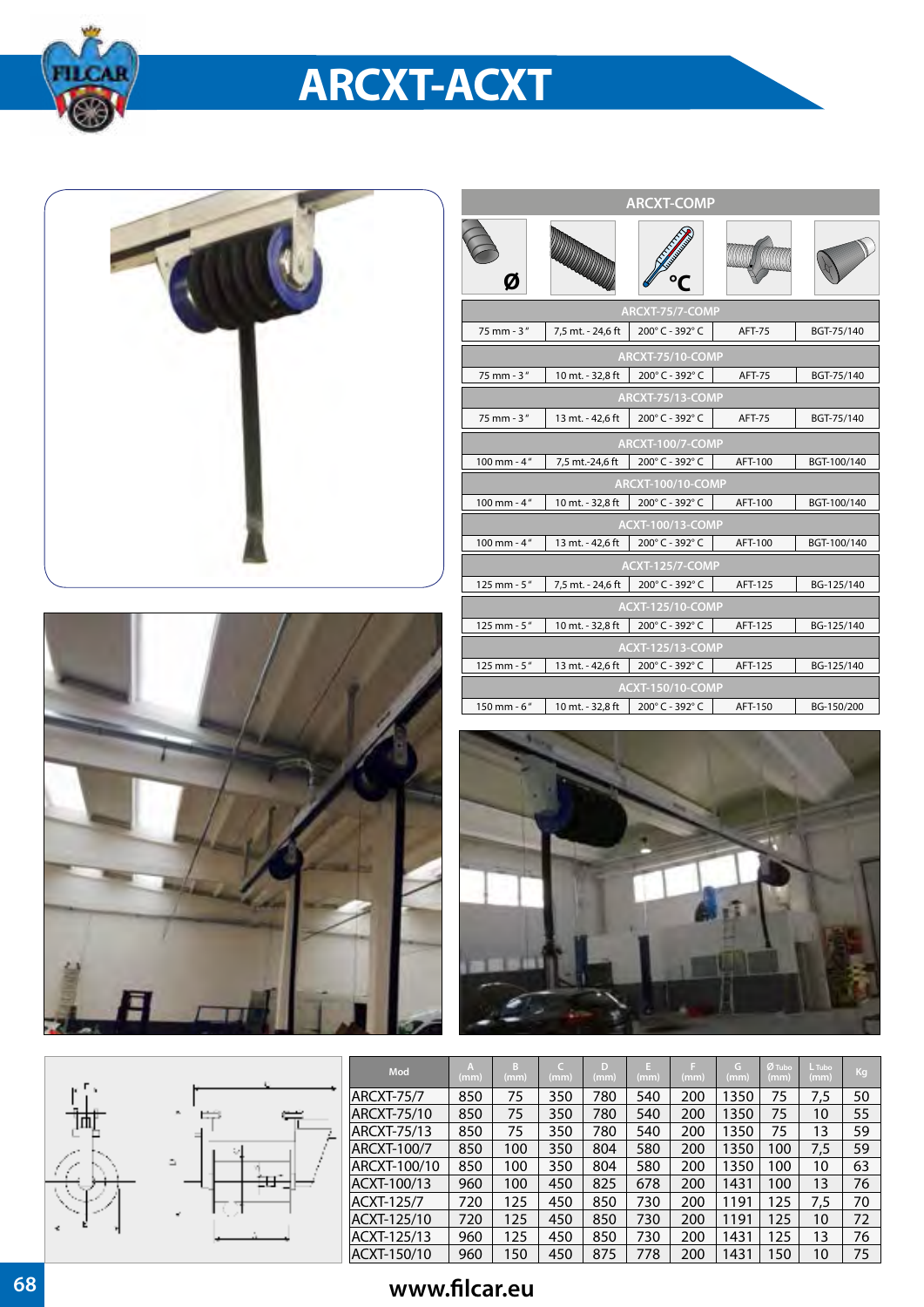# ARCXT-ACXT

| ARCXT-COMP | | | | |
|---|---|---|---|---|
| Ø | | °C | | |
| **ARCXT-75/7-COMP** | | | | |
| 75 mm - 3" | 7,5 mt. - 24,6 ft | 200° C - 392° C | AFT-75 | BGT-75/140 |
| **ARCXT-75/10-COMP** | | | | |
| 75 mm - 3" | 10 mt. - 32,8 ft | 200° C - 392° C | AFT-75 | BGT-75/140 |
| **ARCXT-75/13-COMP** | | | | |
| 75 mm - 3" | 13 mt. - 42,6 ft | 200° C - 392° C | AFT-75 | BGT-75/140 |
| **ARCXT-100/7-COMP** | | | | |
| 100 mm - 4" | 7,5 mt.-24,6 ft | 200° C - 392° C | AFT-100 | BGT-100/140 |
| **ARCXT-100/10-COMP** | | | | |
| 100 mm - 4" | 10 mt. - 32,8 ft | 200° C - 392° C | AFT-100 | BGT-100/140 |
| **ACXT-100/13-COMP** | | | | |
| 100 mm - 4" | 13 mt. - 42,6 ft | 200° C - 392° C | AFT-100 | BGT-100/140 |
| **ACXT-125/7-COMP** | | | | |
| 125 mm - 5" | 7,5 mt. - 24,6 ft | 200° C - 392° C | AFT-125 | BG-125/140 |
| **ACXT-125/10-COMP** | | | | |
| 125 mm - 5" | 10 mt. - 32,8 ft | 200° C - 392° C | AFT-125 | BG-125/140 |
| **ACXT-125/13-COMP** | | | | |
| 125 mm - 5" | 13 mt. - 42,6 ft | 200° C - 392° C | AFT-125 | BG-125/140 |
| **ACXT-150/10-COMP** | | | | |
| 150 mm - 6" | 10 mt. - 32,8 ft | 200° C - 392° C | AFT-150 | BG-150/200 |

| Mod | A (mm) | B (mm) | C (mm) | D (mm) | E (mm) | F (mm) | G (mm) | Ø Tubo (mm) | L Tubo (mm) | Kg |
|---|---|---|---|---|---|---|---|---|---|---|
| ARCXT-75/7 | 850 | 75 | 350 | 780 | 540 | 200 | 1350 | 75 | 7,5 | 50 |
| ARCXT-75/10 | 850 | 75 | 350 | 780 | 540 | 200 | 1350 | 75 | 10 | 55 |
| ARCXT-75/13 | 850 | 75 | 350 | 780 | 540 | 200 | 1350 | 75 | 13 | 59 |
| ARCXT-100/7 | 850 | 100 | 350 | 804 | 580 | 200 | 1350 | 100 | 7,5 | 59 |
| ARCXT-100/10 | 850 | 100 | 350 | 804 | 580 | 200 | 1350 | 100 | 10 | 63 |
| ACXT-100/13 | 960 | 100 | 450 | 825 | 678 | 200 | 1431 | 100 | 13 | 76 |
| ACXT-125/7 | 720 | 125 | 450 | 850 | 730 | 200 | 1191 | 125 | 7,5 | 70 |
| ACXT-125/10 | 720 | 125 | 450 | 850 | 730 | 200 | 1191 | 125 | 10 | 72 |
| ACXT-125/13 | 960 | 125 | 450 | 850 | 730 | 200 | 1431 | 125 | 13 | 76 |
| ACXT-150/10 | 960 | 150 | 450 | 875 | 778 | 200 | 1431 | 150 | 10 | 75 |

www.filcar.eu